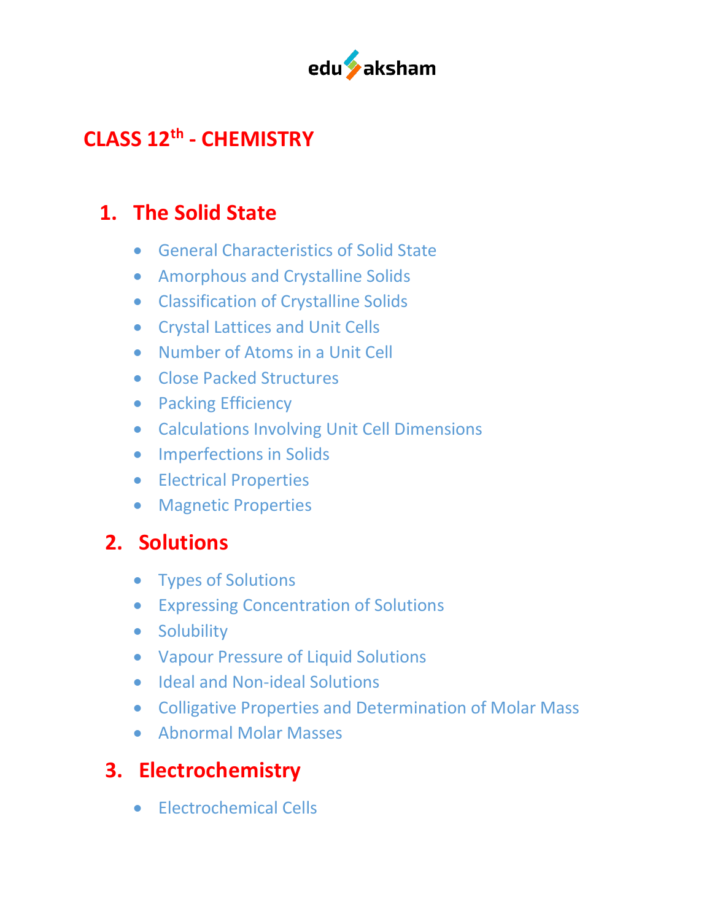edu aksham

# CLASS $12^{th}$ - CHEMISTRY

## 1. The Solid State

- General Characteristics of Solid State
- Amorphous and Crystalline Solids
- Classification of Crystalline Solids
- Crystal Lattices and Unit Cells
- Number of Atoms in a Unit Cell
- Close Packed Structures
- Packing Efficiency
- Calculations Involving Unit Cell Dimensions
- Imperfections in Solids
- Electrical Properties
- Magnetic Properties

## 2. Solutions

- Types of Solutions
- Expressing Concentration of Solutions
- Solubility
- Vapour Pressure of Liquid Solutions
- Ideal and Non-ideal Solutions
- Colligative Properties and Determination of Molar Mass
- Abnormal Molar Masses

## 3. Electrochemistry

- Electrochemical Cells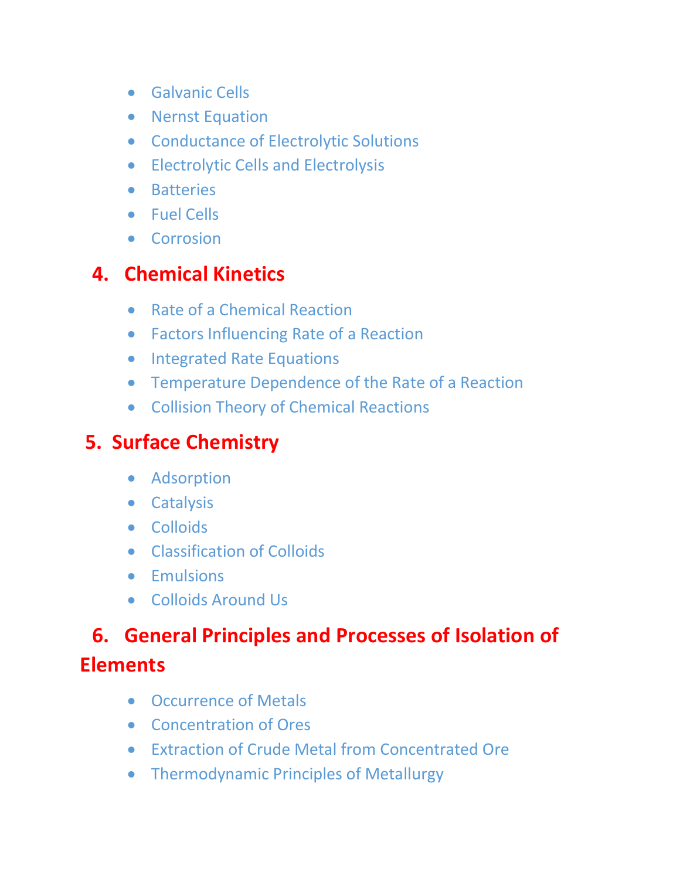- Galvanic Cells
- Nernst Equation
- Conductance of Electrolytic Solutions
- Electrolytic Cells and Electrolysis
- Batteries
- Fuel Cells
- Corrosion

## 4. Chemical Kinetics

- Rate of a Chemical Reaction
- Factors Influencing Rate of a Reaction
- Integrated Rate Equations
- Temperature Dependence of the Rate of a Reaction
- Collision Theory of Chemical Reactions

## 5. Surface Chemistry

- Adsorption
- Catalysis
- Colloids
- Classification of Colloids
- Emulsions
- Colloids Around Us

## 6. General Principles and Processes of Isolation of Elements

- Occurrence of Metals
- Concentration of Ores
- Extraction of Crude Metal from Concentrated Ore
- Thermodynamic Principles of Metallurgy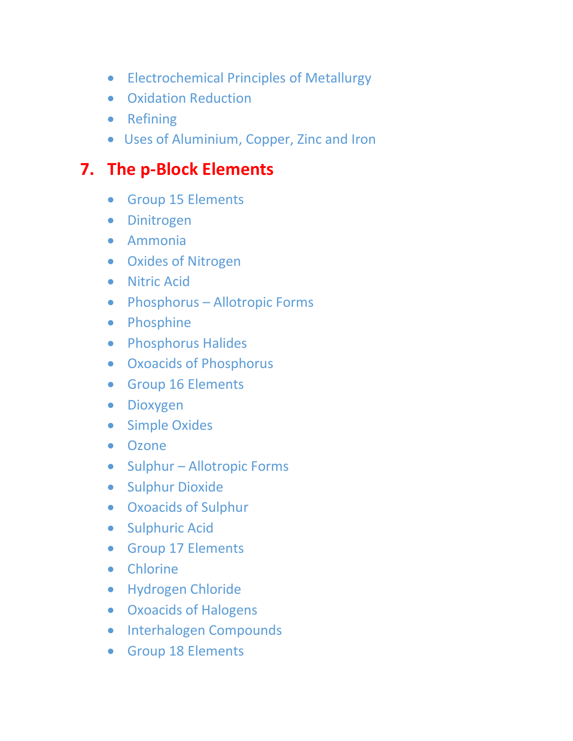- Electrochemical Principles of Metallurgy
- Oxidation Reduction
- Refining
- Uses of Aluminium, Copper, Zinc and Iron

## 7. The p-Block Elements

- Group 15 Elements
- Dinitrogen
- Ammonia
- Oxides of Nitrogen
- Nitric Acid
- Phosphorus – Allotropic Forms
- Phosphine
- Phosphorus Halides
- Oxoacids of Phosphorus
- Group 16 Elements
- Dioxygen
- Simple Oxides
- Ozone
- Sulphur – Allotropic Forms
- Sulphur Dioxide
- Oxoacids of Sulphur
- Sulphuric Acid
- Group 17 Elements
- Chlorine
- Hydrogen Chloride
- Oxoacids of Halogens
- Interhalogen Compounds
- Group 18 Elements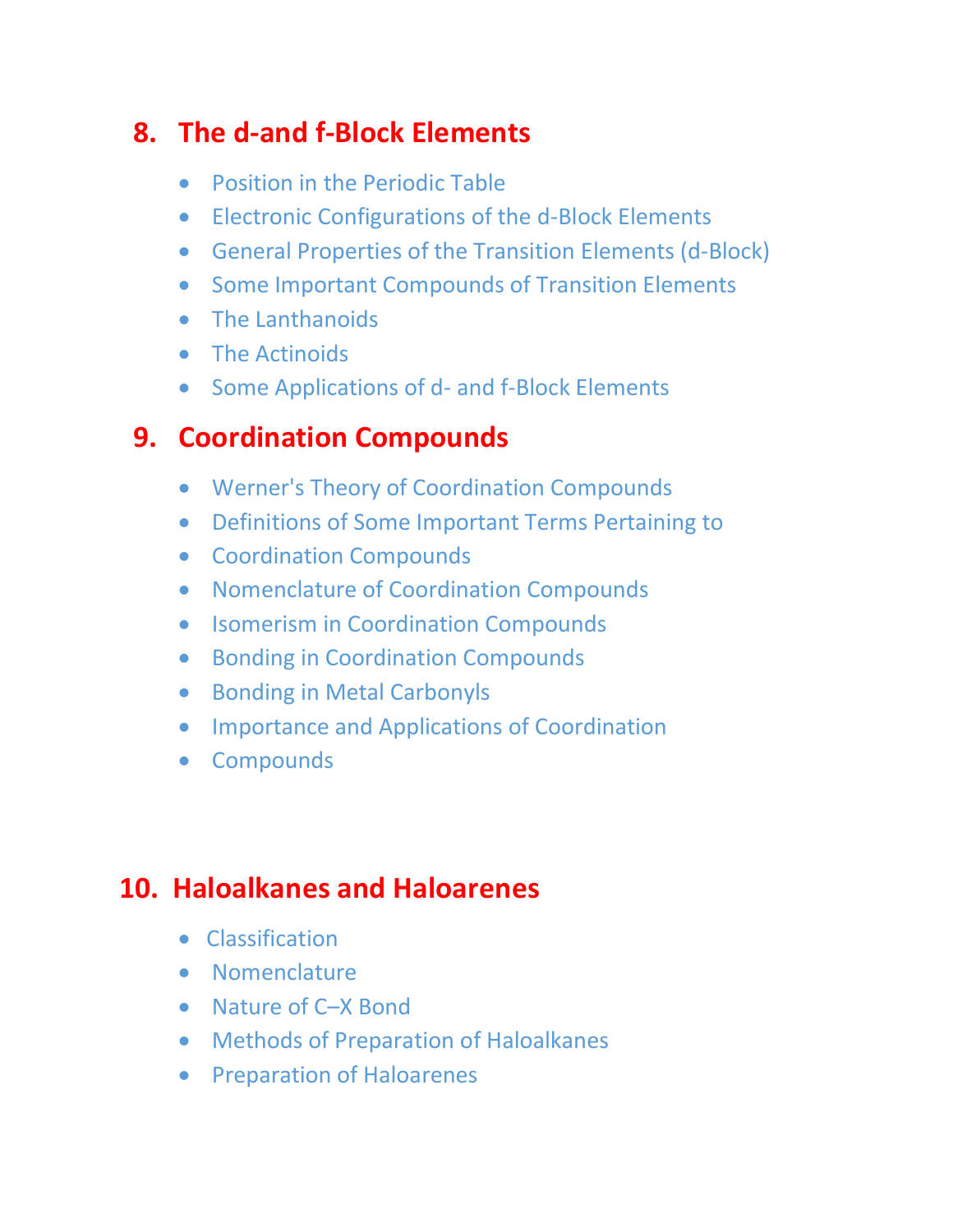## 8. The d-and f-Block Elements

- Position in the Periodic Table
- Electronic Configurations of the d-Block Elements
- General Properties of the Transition Elements (d-Block)
- Some Important Compounds of Transition Elements
- The Lanthanoids
- The Actinoids
- Some Applications of d- and f-Block Elements

## 9. Coordination Compounds

- Werner's Theory of Coordination Compounds
- Definitions of Some Important Terms Pertaining to
- Coordination Compounds
- Nomenclature of Coordination Compounds
- Isomerism in Coordination Compounds
- Bonding in Coordination Compounds
- Bonding in Metal Carbonyls
- Importance and Applications of Coordination
- Compounds

## 10. Haloalkanes and Haloarenes

- Classification
- Nomenclature
- Nature of C–X Bond
- Methods of Preparation of Haloalkanes
- Preparation of Haloarenes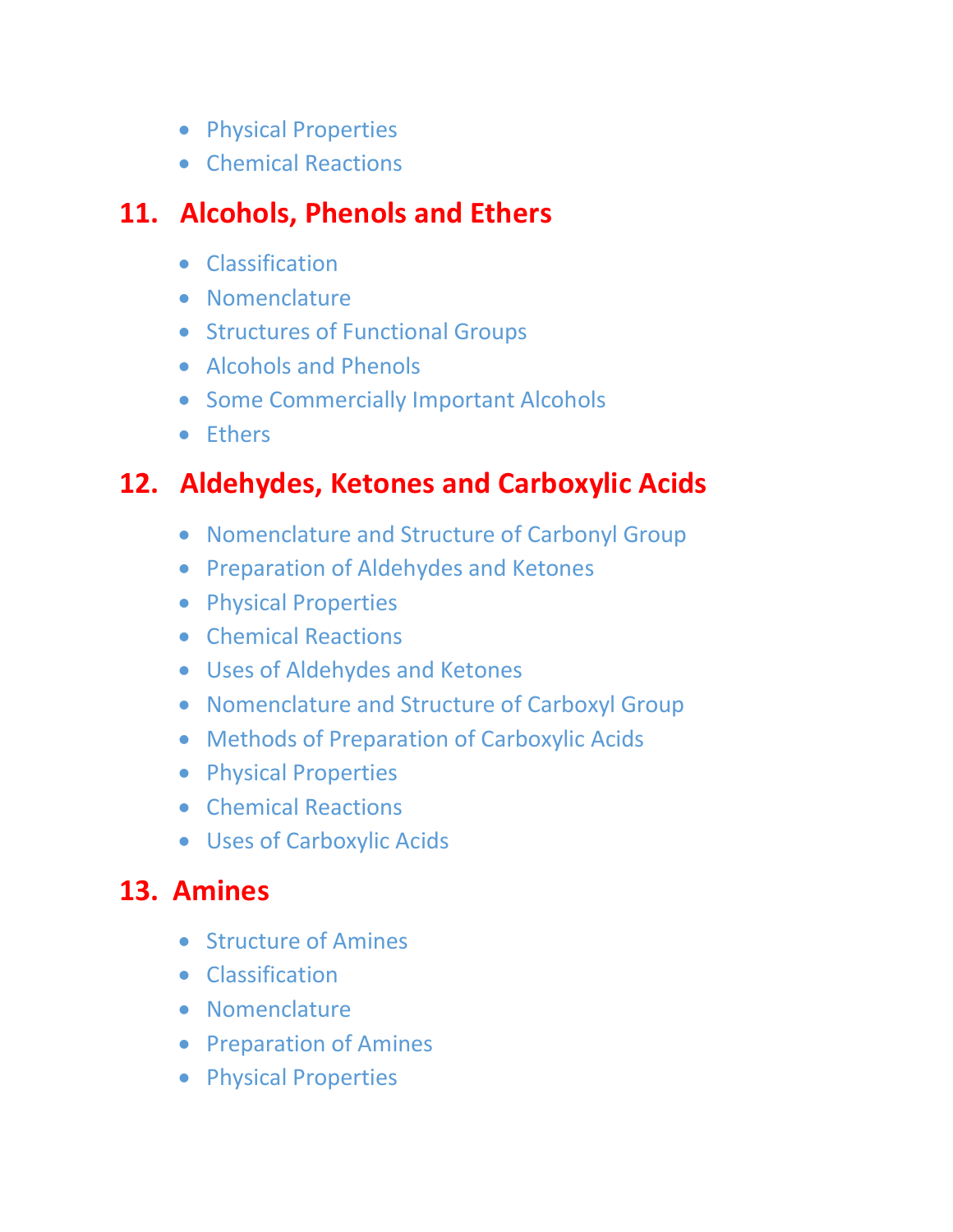- Physical Properties
- Chemical Reactions

## 11. Alcohols, Phenols and Ethers

- Classification
- Nomenclature
- Structures of Functional Groups
- Alcohols and Phenols
- Some Commercially Important Alcohols
- Ethers

## 12. Aldehydes, Ketones and Carboxylic Acids

- Nomenclature and Structure of Carbonyl Group
- Preparation of Aldehydes and Ketones
- Physical Properties
- Chemical Reactions
- Uses of Aldehydes and Ketones
- Nomenclature and Structure of Carboxyl Group
- Methods of Preparation of Carboxylic Acids
- Physical Properties
- Chemical Reactions
- Uses of Carboxylic Acids

## 13. Amines

- Structure of Amines
- Classification
- Nomenclature
- Preparation of Amines
- Physical Properties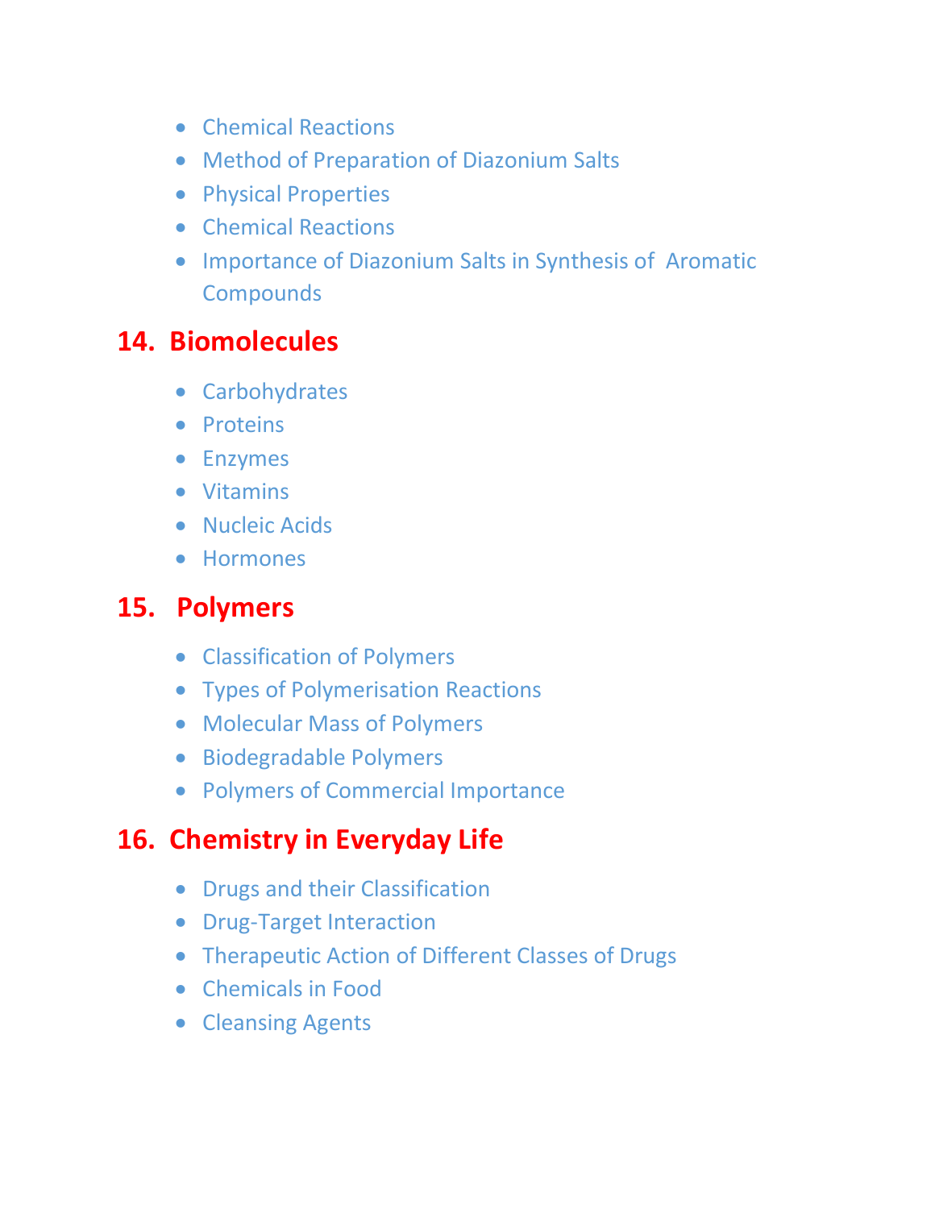- Chemical Reactions
- Method of Preparation of Diazonium Salts
- Physical Properties
- Chemical Reactions
- Importance of Diazonium Salts in Synthesis of Aromatic Compounds

## 14. Biomolecules

- Carbohydrates
- Proteins
- Enzymes
- Vitamins
- Nucleic Acids
- Hormones

## 15. Polymers

- Classification of Polymers
- Types of Polymerisation Reactions
- Molecular Mass of Polymers
- Biodegradable Polymers
- Polymers of Commercial Importance

## 16. Chemistry in Everyday Life

- Drugs and their Classification
- Drug-Target Interaction
- Therapeutic Action of Different Classes of Drugs
- Chemicals in Food
- Cleansing Agents